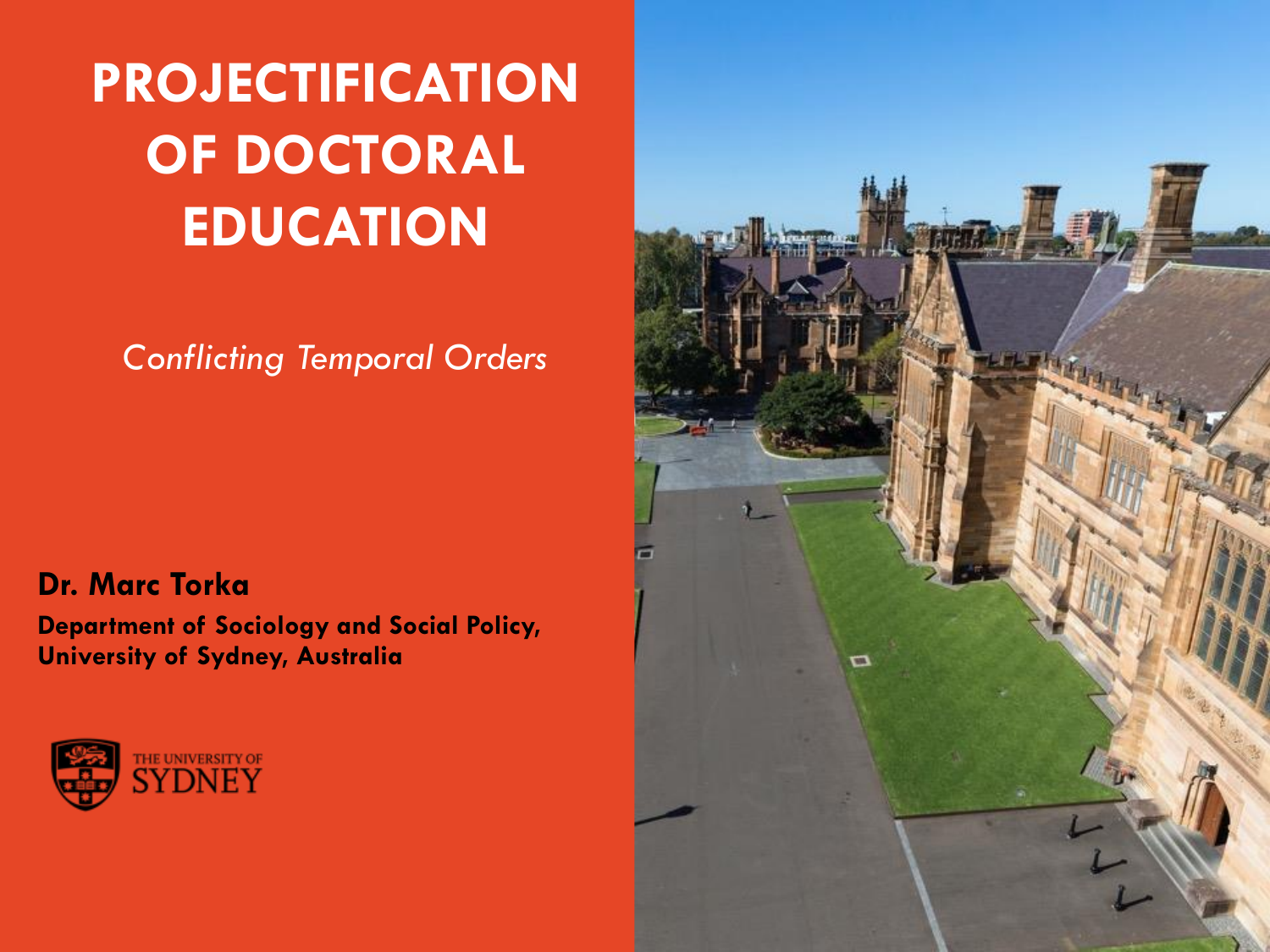# PROJECTIFICATION OF DOCTORAL EDUCATION

*Conflicting Temporal Orders*

**Dr. Marc Torka**

**Department of Sociology and Social Policy, University of Sydney, Australia**

THE UNIVERSITY OF SYDNEY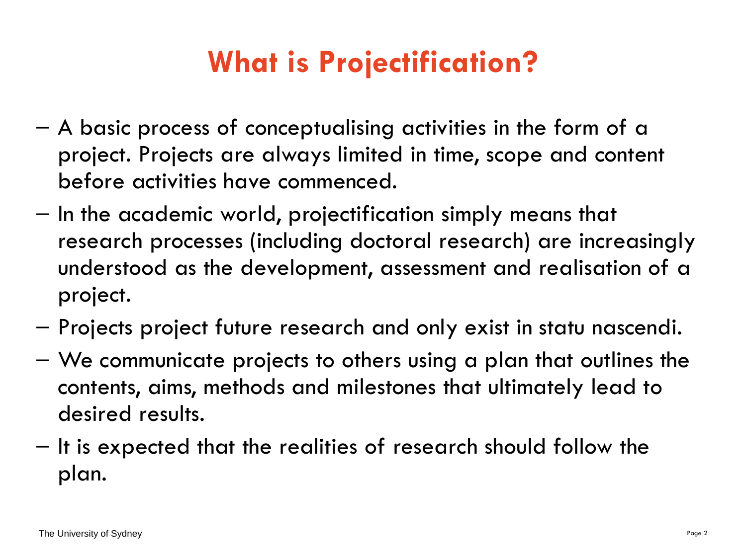# What is Projectification?

- A basic process of conceptualising activities in the form of a project. Projects are always limited in time, scope and content before activities have commenced.
- In the academic world, projectification simply means that research processes (including doctoral research) are increasingly understood as the development, assessment and realisation of a project.
- Projects project future research and only exist in statu nascendi.
- We communicate projects to others using a plan that outlines the contents, aims, methods and milestones that ultimately lead to desired results.
- It is expected that the realities of research should follow the plan.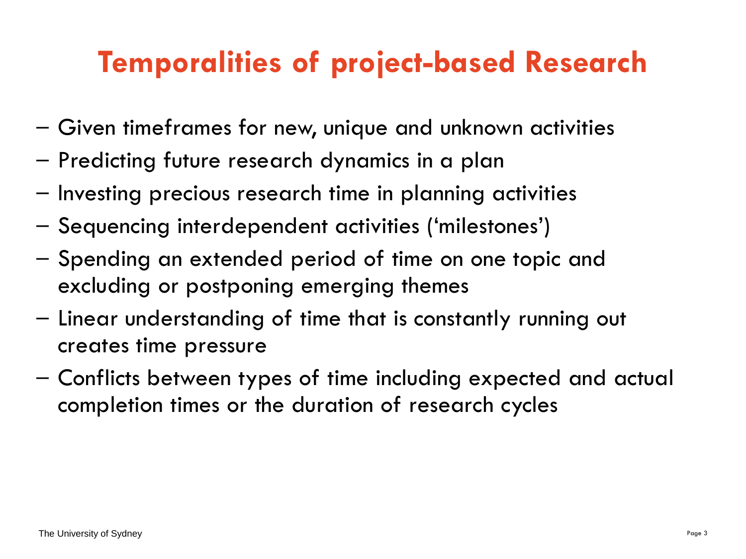# Temporalities of project-based Research

- Given timeframes for new, unique and unknown activities
- Predicting future research dynamics in a plan
- Investing precious research time in planning activities
- Sequencing interdependent activities ('milestones')
- Spending an extended period of time on one topic and excluding or postponing emerging themes
- Linear understanding of time that is constantly running out creates time pressure
- Conflicts between types of time including expected and actual completion times or the duration of research cycles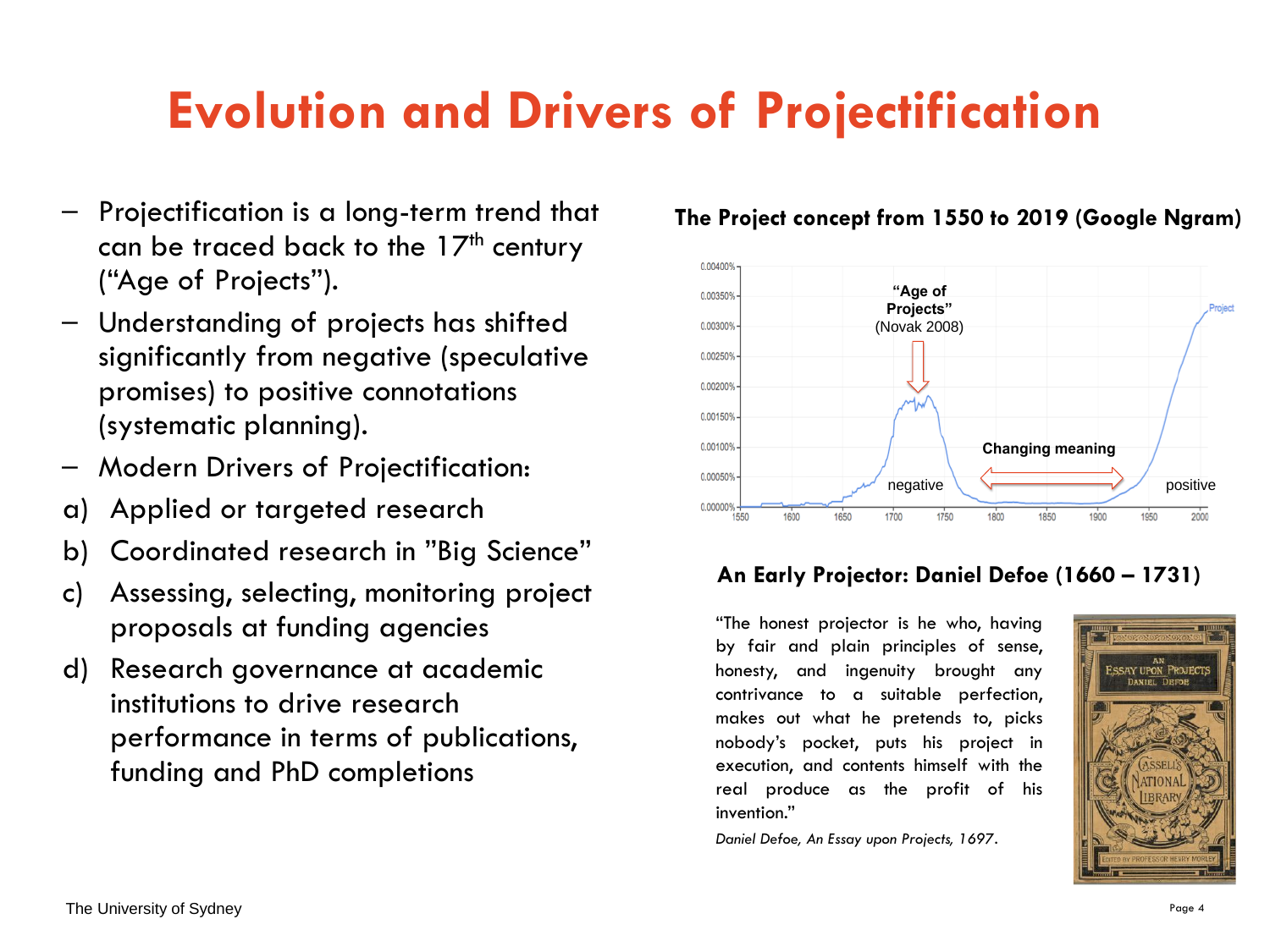# Evolution and Drivers of Projectification

- Projectification is a long-term trend that can be traced back to the 17th century ("Age of Projects").
- Understanding of projects has shifted significantly from negative (speculative promises) to positive connotations (systematic planning).
- Modern Drivers of Projectification:

a) Applied or targeted research

b) Coordinated research in "Big Science"

c) Assessing, selecting, monitoring project proposals at funding agencies

d) Research governance at academic institutions to drive research performance in terms of publications, funding and PhD completions

**The Project concept from 1550 to 2019 (Google Ngram)**

**An Early Projector: Daniel Defoe (1660 – 1731)**

"The honest projector is he who, having by fair and plain principles of sense, honesty, and ingenuity brought any contrivance to a suitable perfection, makes out what he pretends to, picks nobody's pocket, puts his project in execution, and contents himself with the real produce as the profit of his invention."

*Daniel Defoe, An Essay upon Projects, 1697.*

The University of Sydney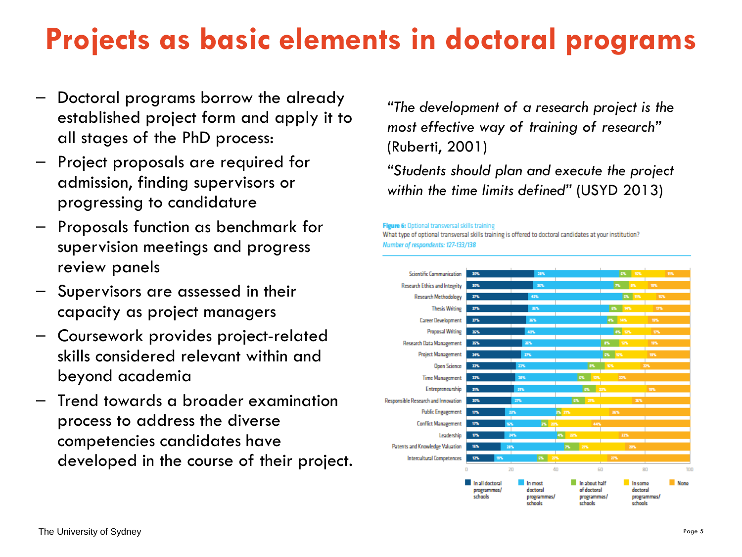# Projects as basic elements in doctoral programs

- Doctoral programs borrow the already established project form and apply it to all stages of the PhD process:
- Project proposals are required for admission, finding supervisors or progressing to candidature
- Proposals function as benchmark for supervision meetings and progress review panels
- Supervisors are assessed in their capacity as project managers
- Coursework provides project-related skills considered relevant within and beyond academia
- Trend towards a broader examination process to address the diverse competencies candidates have developed in the course of their project.

*"The development of a research project is the most effective way of training of research"* (Ruberti, 2001)

*"Students should plan and execute the project within the time limits defined"* (USYD 2013)

**Figure 6:** Optional transversal skills training

What type of optional transversal skills training is offered to doctoral candidates at your institution?

*Number of respondents: 127-133/138*

| | In all doctoral programmes/ schools | In most doctoral programmes/ schools | In about half of doctoral programmes/ schools | In some doctoral programmes/ schools | None |
|---|---|---|---|---|---|
| Scientific Communication | 30% | 38% | 5% | 15% | 11% |
| Research Ethics and Integrity | 30% | 36% | 7% | 8% | 19% |
| Research Methodology | 27% | 42% | 5% | 11% | 15% |
| Thesis Writing | 27% | 36% | 5% | 14% | 17% |
| Career Development | 27% | 36% | 4% | 14% | 19% |
| Proposal Writing | 26% | 40% | 4% | 12% | 17% |
| Research Data Management | 25% | 35% | 8% | 12% | 19% |
| Project Management | 24% | 27% | 5% | 16% | 19% |
| Open Science | 22% | 32% | 8% | 16% | 22% |
| Time Management | 22% | 28% | 6% | 12% | 22% |
| Entrepreneurship | 21% | 31% | 6% | 22% | 19% |
| Responsible Research and Innovation | 20% | 27% | 6% | 21% | 26% |
| Public Engagement | 17% | 22% | 2% | 21% | 36% |
| Conflict Management | 17% | 16% | 3% | 20% | 44% |
| Leadership | 17% | 24% | 4% | 22% | 32% |
| Patents and Knowledge Valuation | 15% | 28% | 7% | 21% | 29% |
| Intercultural Competences | 12% | 19% | 5% | 27% | 37% |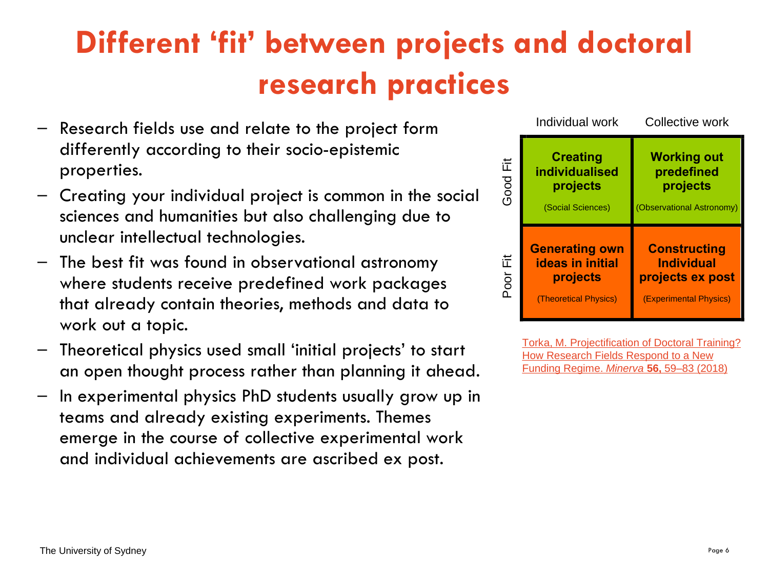# Different 'fit' between projects and doctoral research practices

- Research fields use and relate to the project form differently according to their socio-epistemic properties.
- Creating your individual project is common in the social sciences and humanities but also challenging due to unclear intellectual technologies.
- The best fit was found in observational astronomy where students receive predefined work packages that already contain theories, methods and data to work out a topic.
- Theoretical physics used small 'initial projects' to start an open thought process rather than planning it ahead.
- In experimental physics PhD students usually grow up in teams and already existing experiments. Themes emerge in the course of collective experimental work and individual achievements are ascribed ex post.

| | Individual work | Collective work |
|---|---|---|
| Good Fit | **Creating individualised projects** (Social Sciences) | **Working out predefined projects** (Observational Astronomy) |
| Poor Fit | **Generating own ideas in initial projects** (Theoretical Physics) | **Constructing Individual projects ex post** (Experimental Physics) |

Torka, M. Projectification of Doctoral Training? How Research Fields Respond to a New Funding Regime. *Minerva* **56,** 59–83 (2018)

The University of Sydney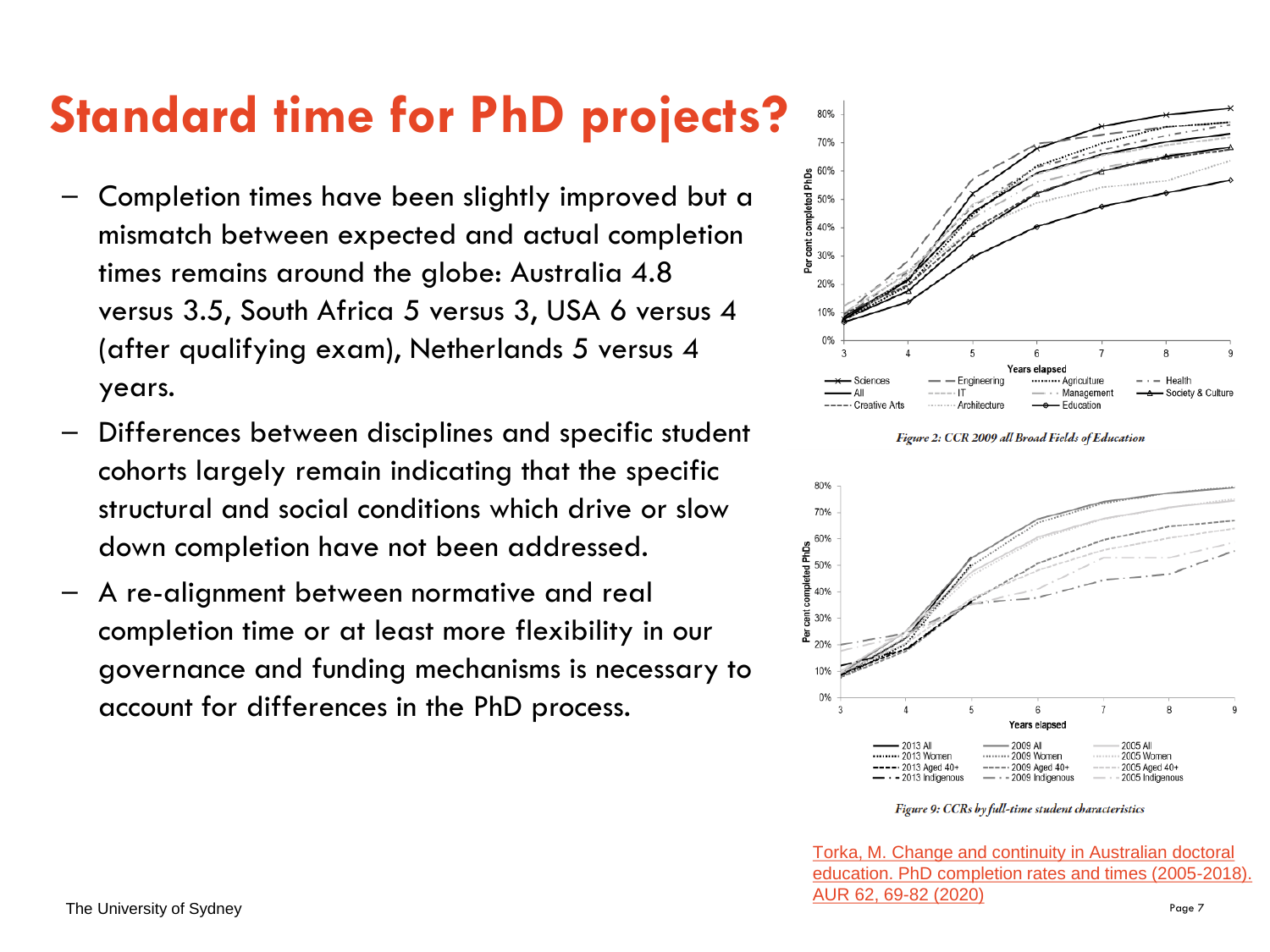# Standard time for PhD projects?

- Completion times have been slightly improved but a mismatch between expected and actual completion times remains around the globe: Australia 4.8 versus 3.5, South Africa 5 versus 3, USA 6 versus 4 (after qualifying exam), Netherlands 5 versus 4 years.
- Differences between disciplines and specific student cohorts largely remain indicating that the specific structural and social conditions which drive or slow down completion have not been addressed.
- A re-alignment between normative and real completion time or at least more flexibility in our governance and funding mechanisms is necessary to account for differences in the PhD process.

*Figure 2: CCR 2009 all Broad Fields of Education*

*Figure 9: CCRs by full-time student characteristics*

[Torka, M. Change and continuity in Australian doctoral education. PhD completion rates and times (2005-2018). AUR 62, 69-82 (2020)]()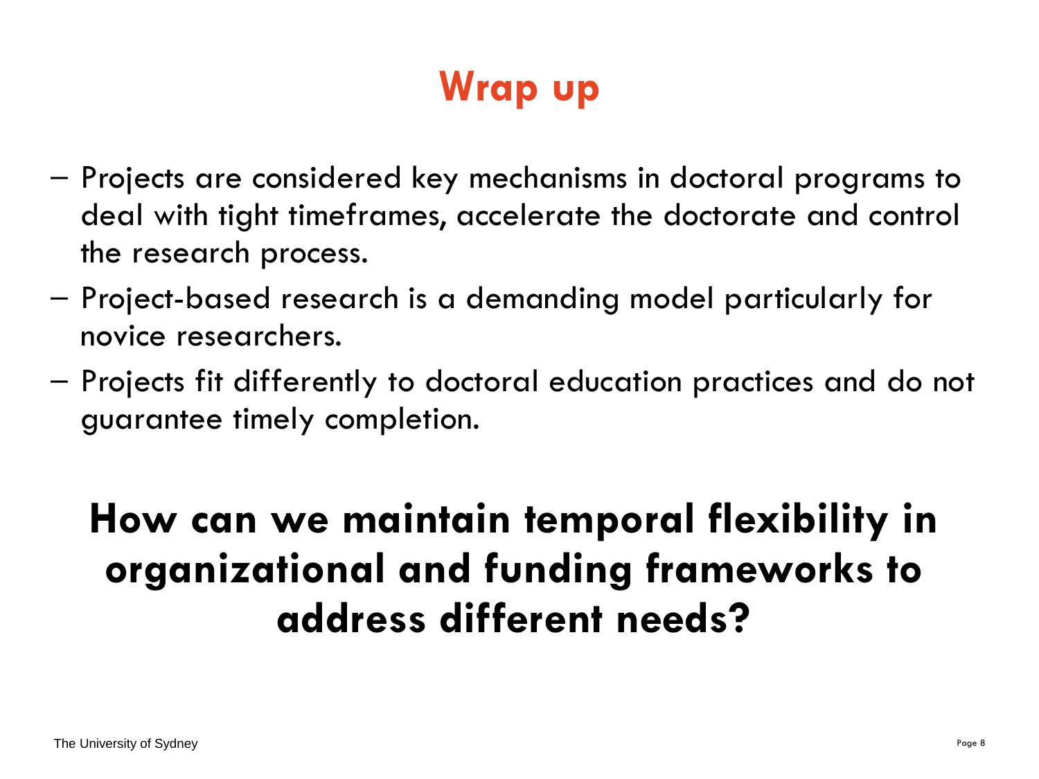# Wrap up

- Projects are considered key mechanisms in doctoral programs to deal with tight timeframes, accelerate the doctorate and control the research process.
- Project-based research is a demanding model particularly for novice researchers.
- Projects fit differently to doctoral education practices and do not guarantee timely completion.

**How can we maintain temporal flexibility in organizational and funding frameworks to address different needs?**